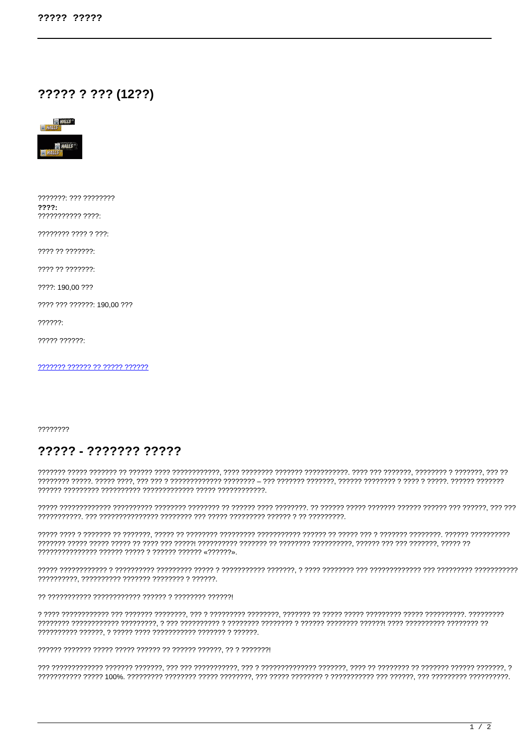# ????? ? ??? (12??)

???????: ??? ????????
**????:**
??????????? ????:

???????? ???? ? ???:

???? ?? ???????:

???? ?? ???????:

????: 190,00 ???

???? ??? ??????: 190,00 ???

??????:

????? ??????:

??????? ?????? ?? ????? ??????

????????

## ????? - ??????? ?????

??????? ????? ??????? ?? ?????? ???? ????????????, ???? ???????? ??????? ???????????. ???? ??? ???????, ???????? ? ???????, ??? ?? ???????? ?????. ????? ????, ??? ??? ? ????????????? ???????? – ??? ??????? ???????, ?????? ???????? ? ???? ? ?????. ?????? ??????? ?????? ????????? ?????????? ????????????? ????? ????????????.

????? ????????????? ?????????? ???????? ???????? ?? ?????? ???? ????????. ?? ?????? ????? ??????? ?????? ?????? ??? ??????, ??? ??? ???????????. ??? ??????????????? ???????? ??? ????? ????????? ?????? ? ?? ?????????.

????? ???? ? ??????? ?? ???????, ????? ?? ???????? ????????? ??????????? ?????? ?? ????? ??? ? ??????? ????????. ?????? ????????? ??????? ????? ????? ????? ?? ???? ??? ?????! ?????????? ??????? ?? ???????? ??????????, ?????? ??? ??? ???????, ????? ?? ??????????????? ?????? ????? ? ?????? ?????? «??????».

????? ???????????? ? ?????????? ????????? ????? ? ??????????? ???????, ? ???? ???????? ??? ????????????? ??? ????????? ??????????? ??????????, ?????????? ??????? ???????? ? ??????.

?? ??????????? ???????????? ?????? ? ???????? ??????!

? ???? ???????????? ??? ??????? ????????, ??? ? ????????? ????????, ??????? ?? ????? ????? ????????? ????? ??????????. ????????? ???????? ??????????? ?????????, ? ??? ?????????? ? ???????? ???????? ? ?????? ???????? ??????! ???? ?????????? ???????? ?? ?????????? ??????, ? ????? ???? ??????????? ??????? ? ??????.

?????? ??????? ????? ????? ?????? ?? ?????? ??????, ?? ? ???????!

??? ????????????? ??????? ???????, ??? ??? ???????????, ??? ? ?????????????? ???????, ???? ?? ???????? ?? ??????? ?????? ???????, ? ??????????? ????? 100%. ????????? ???????? ????? ????????, ??? ????? ???????? ? ??????????? ??? ??????, ??? ????????? ??????????.